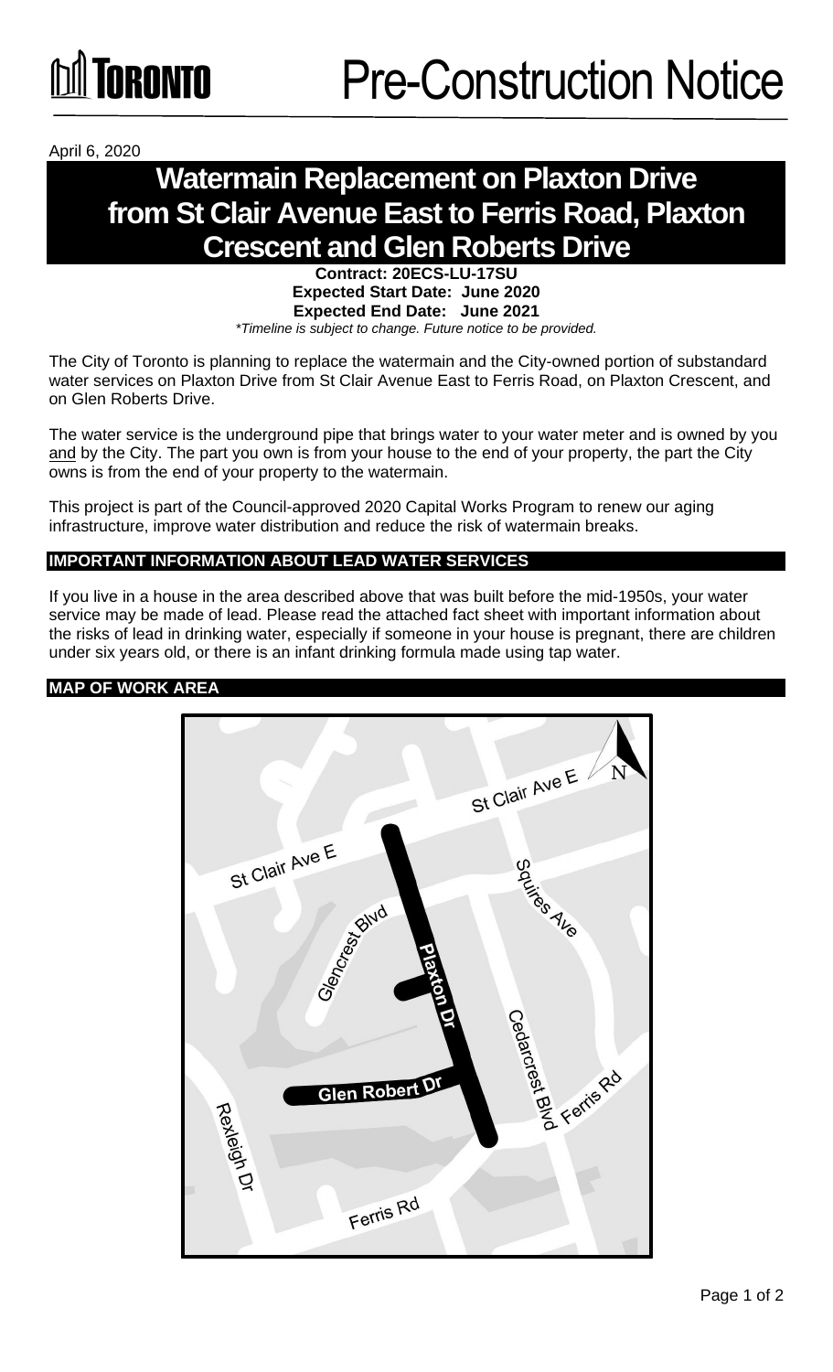Toronto

# Pre-Construction Notice

April 6, 2020

# Watermain Replacement on Plaxton Drive from St Clair Avenue East to Ferris Road, Plaxton Crescent and Glen Roberts Drive

**Contract: 20ECS-LU-17SU**
**Expected Start Date: June 2020**
**Expected End Date: June 2021**
*\*Timeline is subject to change. Future notice to be provided.*

The City of Toronto is planning to replace the watermain and the City-owned portion of substandard water services on Plaxton Drive from St Clair Avenue East to Ferris Road, on Plaxton Crescent, and on Glen Roberts Drive.

The water service is the underground pipe that brings water to your water meter and is owned by you and by the City. The part you own is from your house to the end of your property, the part the City owns is from the end of your property to the watermain.

This project is part of the Council-approved 2020 Capital Works Program to renew our aging infrastructure, improve water distribution and reduce the risk of watermain breaks.

## IMPORTANT INFORMATION ABOUT LEAD WATER SERVICES

If you live in a house in the area described above that was built before the mid-1950s, your water service may be made of lead. Please read the attached fact sheet with important information about the risks of lead in drinking water, especially if someone in your house is pregnant, there are children under six years old, or there is an infant drinking formula made using tap water.

## MAP OF WORK AREA

St Clair Ave E, St Clair Ave E, Squires Ave, Glencrest Blvd, Plaxton Dr, Cedarcrest Blvd, Ferris Rd, Glen Robert Dr, Rexleigh Dr, Ferris Rd, N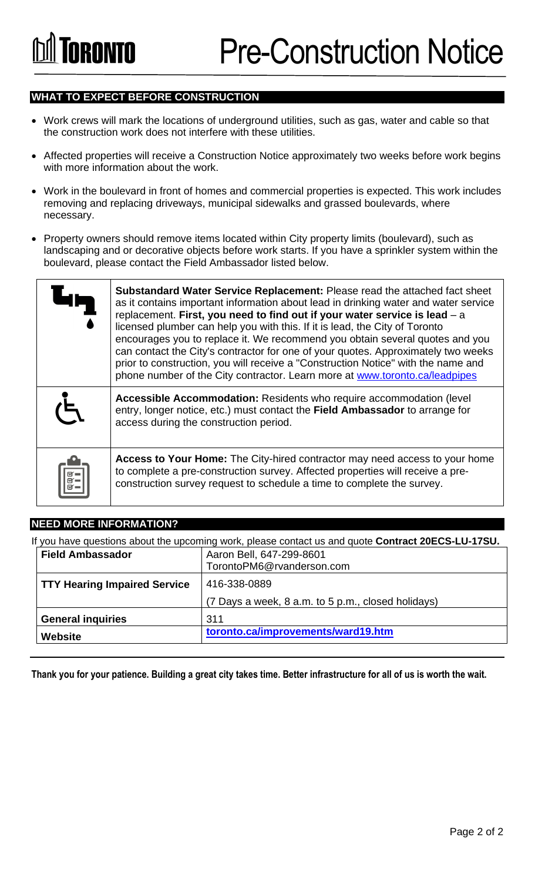# Pre-Construction Notice

TORONTO

## WHAT TO EXPECT BEFORE CONSTRUCTION

- Work crews will mark the locations of underground utilities, such as gas, water and cable so that the construction work does not interfere with these utilities.
- Affected properties will receive a Construction Notice approximately two weeks before work begins with more information about the work.
- Work in the boulevard in front of homes and commercial properties is expected. This work includes removing and replacing driveways, municipal sidewalks and grassed boulevards, where necessary.
- Property owners should remove items located within City property limits (boulevard), such as landscaping and or decorative objects before work starts. If you have a sprinkler system within the boulevard, please contact the Field Ambassador listed below.

| | |
|---|---|
| | **Substandard Water Service Replacement:** Please read the attached fact sheet as it contains important information about lead in drinking water and water service replacement. **First, you need to find out if your water service is lead** – a licensed plumber can help you with this. If it is lead, the City of Toronto encourages you to replace it. We recommend you obtain several quotes and you can contact the City's contractor for one of your quotes. Approximately two weeks prior to construction, you will receive a "Construction Notice" with the name and phone number of the City contractor. Learn more at www.toronto.ca/leadpipes |
| | **Accessible Accommodation:** Residents who require accommodation (level entry, longer notice, etc.) must contact the **Field Ambassador** to arrange for access during the construction period. |
| | **Access to Your Home:** The City-hired contractor may need access to your home to complete a pre-construction survey. Affected properties will receive a pre-construction survey request to schedule a time to complete the survey. |

## NEED MORE INFORMATION?

If you have questions about the upcoming work, please contact us and quote **Contract 20ECS-LU-17SU.**

| | |
|---|---|
| **Field Ambassador** | Aaron Bell, 647-299-8601<br>TorontoPM6@rvanderson.com |
| **TTY Hearing Impaired Service** | 416-338-0889<br>(7 Days a week, 8 a.m. to 5 p.m., closed holidays) |
| **General inquiries** | 311 |
| **Website** | **toronto.ca/improvements/ward19.htm** |

**Thank you for your patience. Building a great city takes time. Better infrastructure for all of us is worth the wait.**